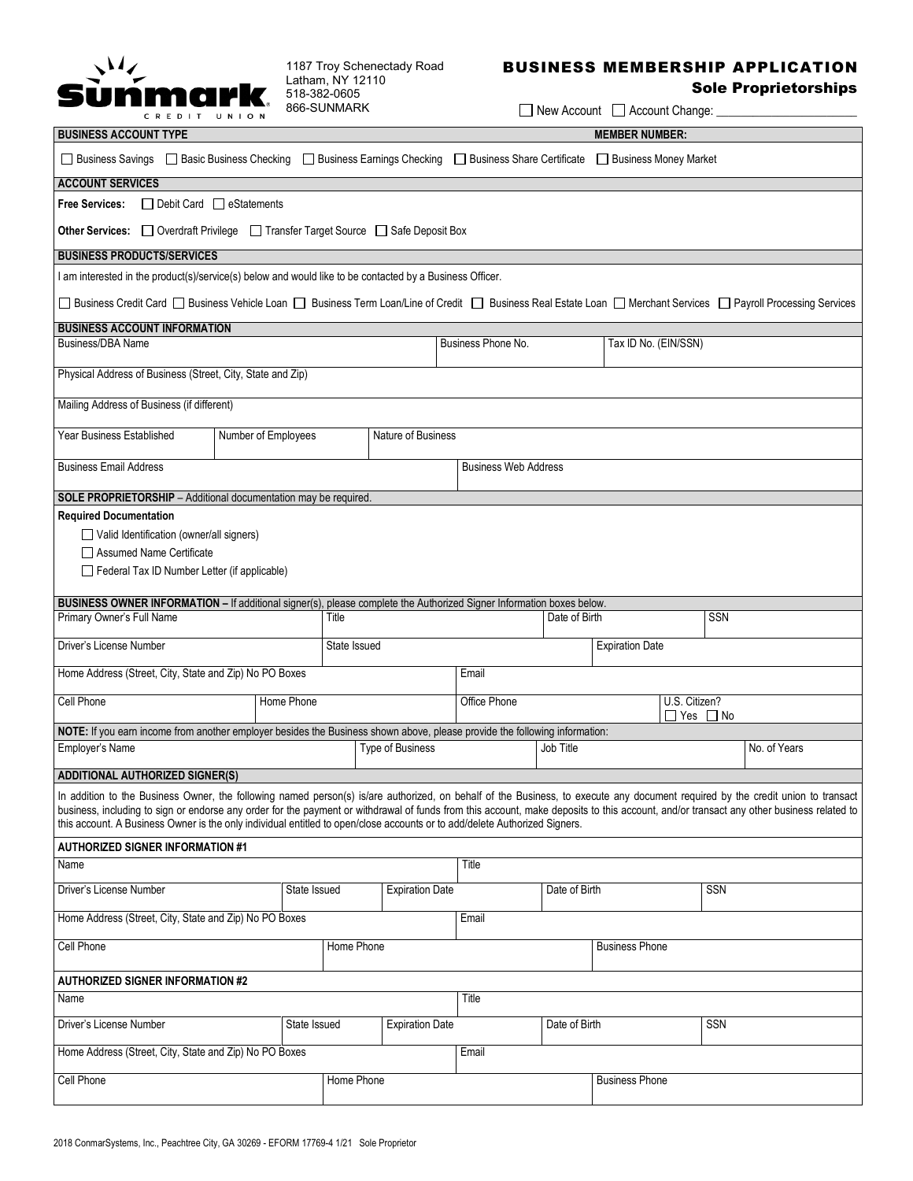**Sunmark CREDIT UNION**

1187 Troy Schenectady Road
Latham, NY 12110
518-382-0605
866-SUNMARK

# BUSINESS MEMBERSHIP APPLICATION
## Sole Proprietorships

☐ New Account ☐ Account Change: ____________________

| BUSINESS ACCOUNT TYPE | MEMBER NUMBER: |
|---|---|

☐ Business Savings ☐ Basic Business Checking ☐ Business Earnings Checking ☐ Business Share Certificate ☐ Business Money Market

**ACCOUNT SERVICES**

**Free Services:** ☐ Debit Card ☐ eStatements

**Other Services:** ☐ Overdraft Privilege ☐ Transfer Target Source ☐ Safe Deposit Box

**BUSINESS PRODUCTS/SERVICES**

I am interested in the product(s)/service(s) below and would like to be contacted by a Business Officer.

☐ Business Credit Card ☐ Business Vehicle Loan ☐ Business Term Loan/Line of Credit ☐ Business Real Estate Loan ☐ Merchant Services ☐ Payroll Processing Services

**BUSINESS ACCOUNT INFORMATION**

| Business/DBA Name | Business Phone No. | Tax ID No. (EIN/SSN) |
|---|---|---|
| | | |

| Physical Address of Business (Street, City, State and Zip) |
|---|
| |

| Mailing Address of Business (if different) |
|---|
| |

| Year Business Established | Number of Employees | Nature of Business |
|---|---|---|
| | | |

| Business Email Address | Business Web Address |
|---|---|
| | |

**SOLE PROPRIETORSHIP** – Additional documentation may be required.

**Required Documentation**

☐ Valid Identification (owner/all signers)

☐ Assumed Name Certificate

☐ Federal Tax ID Number Letter (if applicable)

**BUSINESS OWNER INFORMATION –** If additional signer(s), please complete the Authorized Signer Information boxes below.

| Primary Owner's Full Name | Title | Date of Birth | SSN |
|---|---|---|---|
| | | | |

| Driver's License Number | State Issued | Expiration Date |
|---|---|---|
| | | |

| Home Address (Street, City, State and Zip) No PO Boxes | Email |
|---|---|
| | |

| Cell Phone | Home Phone | Office Phone | U.S. Citizen? ☐ Yes ☐ No |
|---|---|---|---|
| | | | |

**NOTE:** If you earn income from another employer besides the Business shown above, please provide the following information:

| Employer's Name | Type of Business | Job Title | No. of Years |
|---|---|---|---|
| | | | |

**ADDITIONAL AUTHORIZED SIGNER(S)**

In addition to the Business Owner, the following named person(s) is/are authorized, on behalf of the Business, to execute any document required by the credit union to transact business, including to sign or endorse any order for the payment or withdrawal of funds from this account, make deposits to this account, and/or transact any other business related to this account. A Business Owner is the only individual entitled to open/close accounts or to add/delete Authorized Signers.

**AUTHORIZED SIGNER INFORMATION #1**

| Name | Title |
|---|---|
| | |

| Driver's License Number | State Issued | Expiration Date | Date of Birth | SSN |
|---|---|---|---|---|
| | | | | |

| Home Address (Street, City, State and Zip) No PO Boxes | Email |
|---|---|
| | |

| Cell Phone | Home Phone | Business Phone |
|---|---|---|
| | | |

**AUTHORIZED SIGNER INFORMATION #2**

| Name | Title |
|---|---|
| | |

| Driver's License Number | State Issued | Expiration Date | Date of Birth | SSN |
|---|---|---|---|---|
| | | | | |

| Home Address (Street, City, State and Zip) No PO Boxes | Email |
|---|---|
| | |

| Cell Phone | Home Phone | Business Phone |
|---|---|---|
| | | |

2018 ConmarSystems, Inc., Peachtree City, GA 30269 - EFORM 17769-4 1/21 Sole Proprietor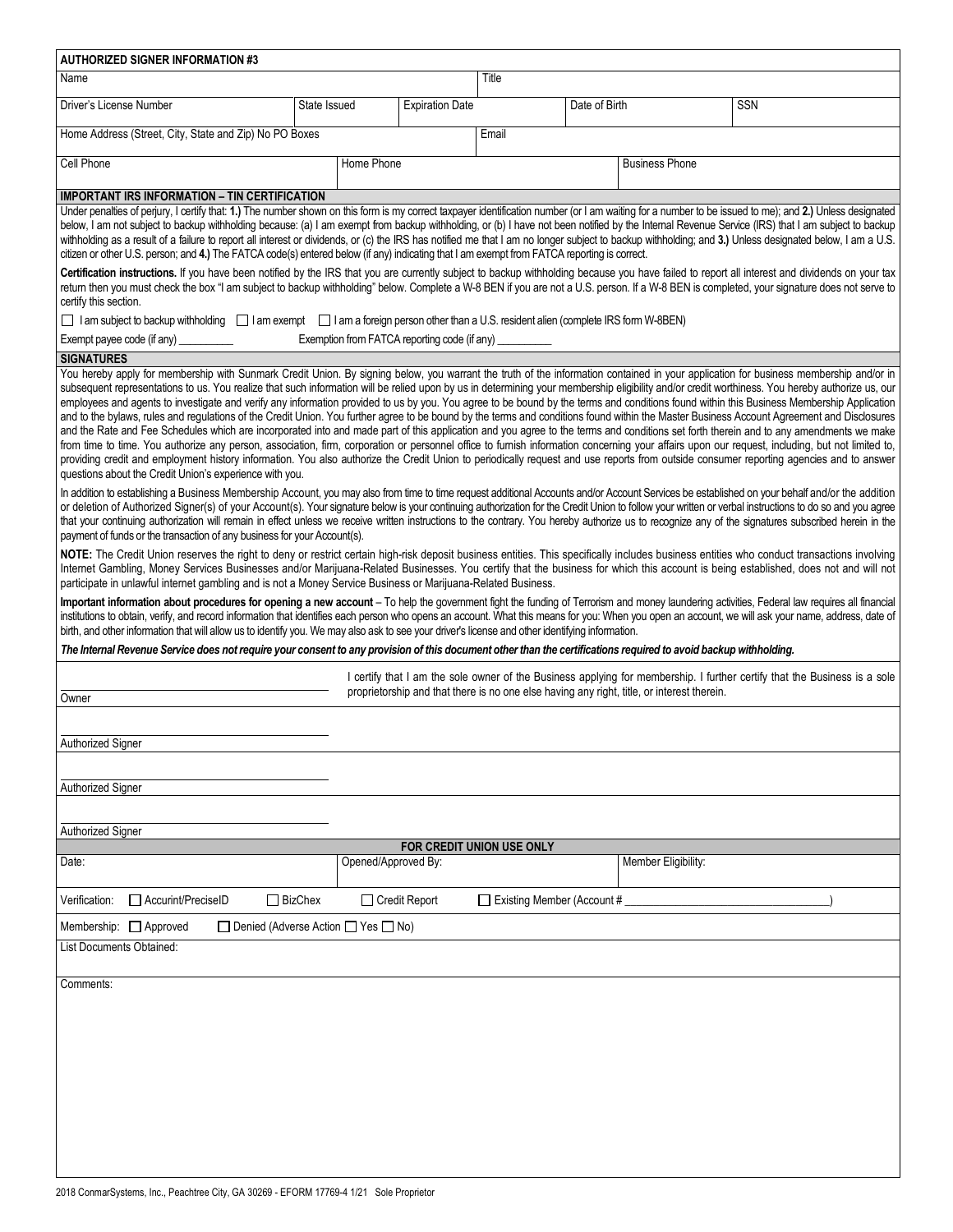## AUTHORIZED SIGNER INFORMATION #3

| Name | | | Title | | |
|---|---|---|---|---|---|
| Driver's License Number | State Issued | Expiration Date | | Date of Birth | SSN |
| Home Address (Street, City, State and Zip) No PO Boxes | | | Email | | |
| Cell Phone | Home Phone | | | Business Phone | |

## IMPORTANT IRS INFORMATION – TIN CERTIFICATION

Under penalties of perjury, I certify that: **1.)** The number shown on this form is my correct taxpayer identification number (or I am waiting for a number to be issued to me); and **2.)** Unless designated below, I am not subject to backup withholding because: (a) I am exempt from backup withholding, or (b) I have not been notified by the Internal Revenue Service (IRS) that I am subject to backup withholding as a result of a failure to report all interest or dividends, or (c) the IRS has notified me that I am no longer subject to backup withholding; and **3.)** Unless designated below, I am a U.S. citizen or other U.S. person; and **4.)** The FATCA code(s) entered below (if any) indicating that I am exempt from FATCA reporting is correct.

**Certification instructions.** If you have been notified by the IRS that you are currently subject to backup withholding because you have failed to report all interest and dividends on your tax return then you must check the box "I am subject to backup withholding" below. Complete a W-8 BEN if you are not a U.S. person. If a W-8 BEN is completed, your signature does not serve to certify this section.

☐ I am subject to backup withholding ☐ I am exempt ☐ I am a foreign person other than a U.S. resident alien (complete IRS form W-8BEN)

Exempt payee code (if any) __________ Exemption from FATCA reporting code (if any) __________

## SIGNATURES

You hereby apply for membership with Sunmark Credit Union. By signing below, you warrant the truth of the information contained in your application for business membership and/or in subsequent representations to us. You realize that such information will be relied upon by us in determining your membership eligibility and/or credit worthiness. You hereby authorize us, our employees and agents to investigate and verify any information provided to us by you. You agree to be bound by the terms and conditions found within this Business Membership Application and to the bylaws, rules and regulations of the Credit Union. You further agree to be bound by the terms and conditions found within the Master Business Account Agreement and Disclosures and the Rate and Fee Schedules which are incorporated into and made part of this application and you agree to the terms and conditions set forth therein and to any amendments we make from time to time. You authorize any person, association, firm, corporation or personnel office to furnish information concerning your affairs upon our request, including, but not limited to, providing credit and employment history information. You also authorize the Credit Union to periodically request and use reports from outside consumer reporting agencies and to answer questions about the Credit Union's experience with you.

In addition to establishing a Business Membership Account, you may also from time to time request additional Accounts and/or Account Services be established on your behalf and/or the addition or deletion of Authorized Signer(s) of your Account(s). Your signature below is your continuing authorization for the Credit Union to follow your written or verbal instructions to do so and you agree that your continuing authorization will remain in effect unless we receive written instructions to the contrary. You hereby authorize us to recognize any of the signatures subscribed herein in the payment of funds or the transaction of any business for your Account(s).

**NOTE:** The Credit Union reserves the right to deny or restrict certain high-risk deposit business entities. This specifically includes business entities who conduct transactions involving Internet Gambling, Money Services Businesses and/or Marijuana-Related Businesses. You certify that the business for which this account is being established, does not and will not participate in unlawful internet gambling and is not a Money Service Business or Marijuana-Related Business.

**Important information about procedures for opening a new account** – To help the government fight the funding of Terrorism and money laundering activities, Federal law requires all financial institutions to obtain, verify, and record information that identifies each person who opens an account. What this means for you: When you open an account, we will ask your name, address, date of birth, and other information that will allow us to identify you. We may also ask to see your driver's license and other identifying information.

***The Internal Revenue Service does not require your consent to any provision of this document other than the certifications required to avoid backup withholding.***

_______________________________
Owner

I certify that I am the sole owner of the Business applying for membership. I further certify that the Business is a sole proprietorship and that there is no one else having any right, title, or interest therein.

_______________________________
Authorized Signer

_______________________________
Authorized Signer

_______________________________
Authorized Signer

### FOR CREDIT UNION USE ONLY

| Date: | Opened/Approved By: | Member Eligibility: |
|---|---|---|

Verification: ☐ Accurint/PreciseID ☐ BizChex ☐ Credit Report ☐ Existing Member (Account # ________________________________)

Membership: ☐ Approved ☐ Denied (Adverse Action ☐ Yes ☐ No)

List Documents Obtained:

Comments:

2018 ConmarSystems, Inc., Peachtree City, GA 30269 - EFORM 17769-4 1/21 Sole Proprietor